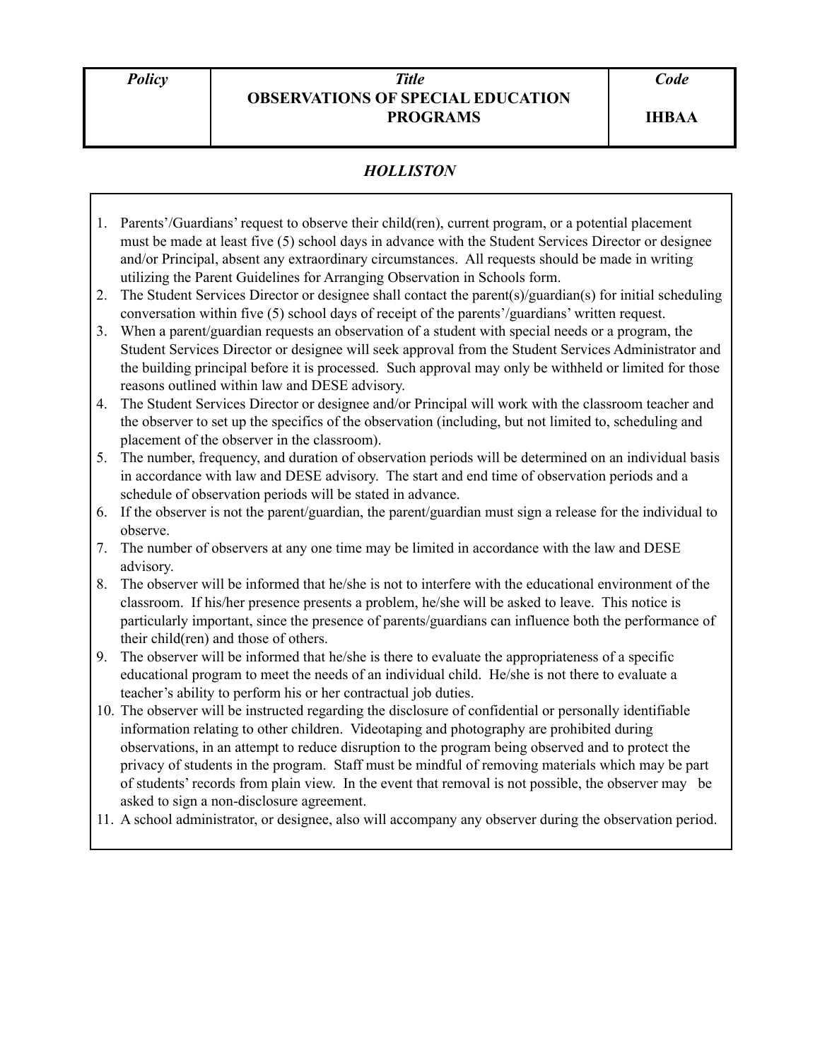| *Policy* | *Title*<br>**OBSERVATIONS OF SPECIAL EDUCATION PROGRAMS** | *Code*<br>**IHBAA** |
| --- | --- | --- |

## *HOLLISTON*

1. Parents'/Guardians' request to observe their child(ren), current program, or a potential placement must be made at least five (5) school days in advance with the Student Services Director or designee and/or Principal, absent any extraordinary circumstances. All requests should be made in writing utilizing the Parent Guidelines for Arranging Observation in Schools form.
2. The Student Services Director or designee shall contact the parent(s)/guardian(s) for initial scheduling conversation within five (5) school days of receipt of the parents'/guardians' written request.
3. When a parent/guardian requests an observation of a student with special needs or a program, the Student Services Director or designee will seek approval from the Student Services Administrator and the building principal before it is processed. Such approval may only be withheld or limited for those reasons outlined within law and DESE advisory.
4. The Student Services Director or designee and/or Principal will work with the classroom teacher and the observer to set up the specifics of the observation (including, but not limited to, scheduling and placement of the observer in the classroom).
5. The number, frequency, and duration of observation periods will be determined on an individual basis in accordance with law and DESE advisory. The start and end time of observation periods and a schedule of observation periods will be stated in advance.
6. If the observer is not the parent/guardian, the parent/guardian must sign a release for the individual to observe.
7. The number of observers at any one time may be limited in accordance with the law and DESE advisory.
8. The observer will be informed that he/she is not to interfere with the educational environment of the classroom. If his/her presence presents a problem, he/she will be asked to leave. This notice is particularly important, since the presence of parents/guardians can influence both the performance of their child(ren) and those of others.
9. The observer will be informed that he/she is there to evaluate the appropriateness of a specific educational program to meet the needs of an individual child. He/she is not there to evaluate a teacher's ability to perform his or her contractual job duties.
10. The observer will be instructed regarding the disclosure of confidential or personally identifiable information relating to other children. Videotaping and photography are prohibited during observations, in an attempt to reduce disruption to the program being observed and to protect the privacy of students in the program. Staff must be mindful of removing materials which may be part of students' records from plain view. In the event that removal is not possible, the observer may be asked to sign a non-disclosure agreement.
11. A school administrator, or designee, also will accompany any observer during the observation period.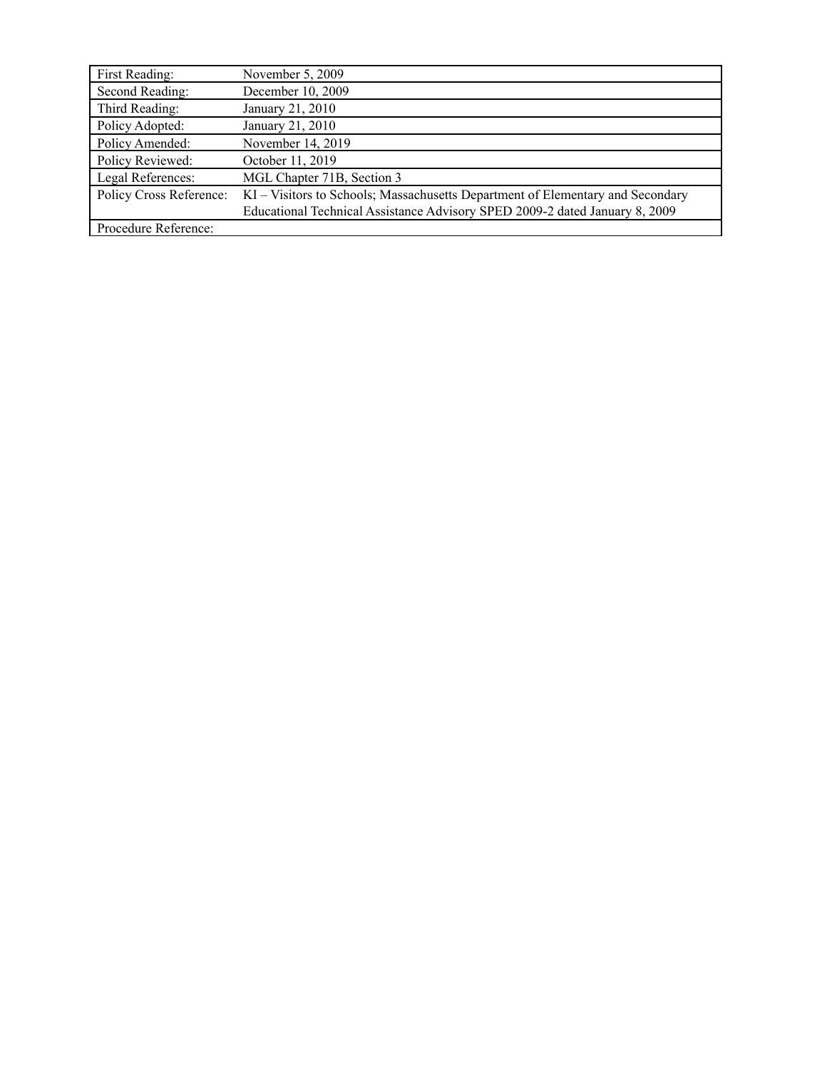| | |
|---|---|
| First Reading: | November 5, 2009 |
| Second Reading: | December 10, 2009 |
| Third Reading: | January 21, 2010 |
| Policy Adopted: | January 21, 2010 |
| Policy Amended: | November 14, 2019 |
| Policy Reviewed: | October 11, 2019 |
| Legal References: | MGL Chapter 71B, Section 3 |
| Policy Cross Reference: | KI – Visitors to Schools; Massachusetts Department of Elementary and Secondary Educational Technical Assistance Advisory SPED 2009-2 dated January 8, 2009 |
| Procedure Reference: | |